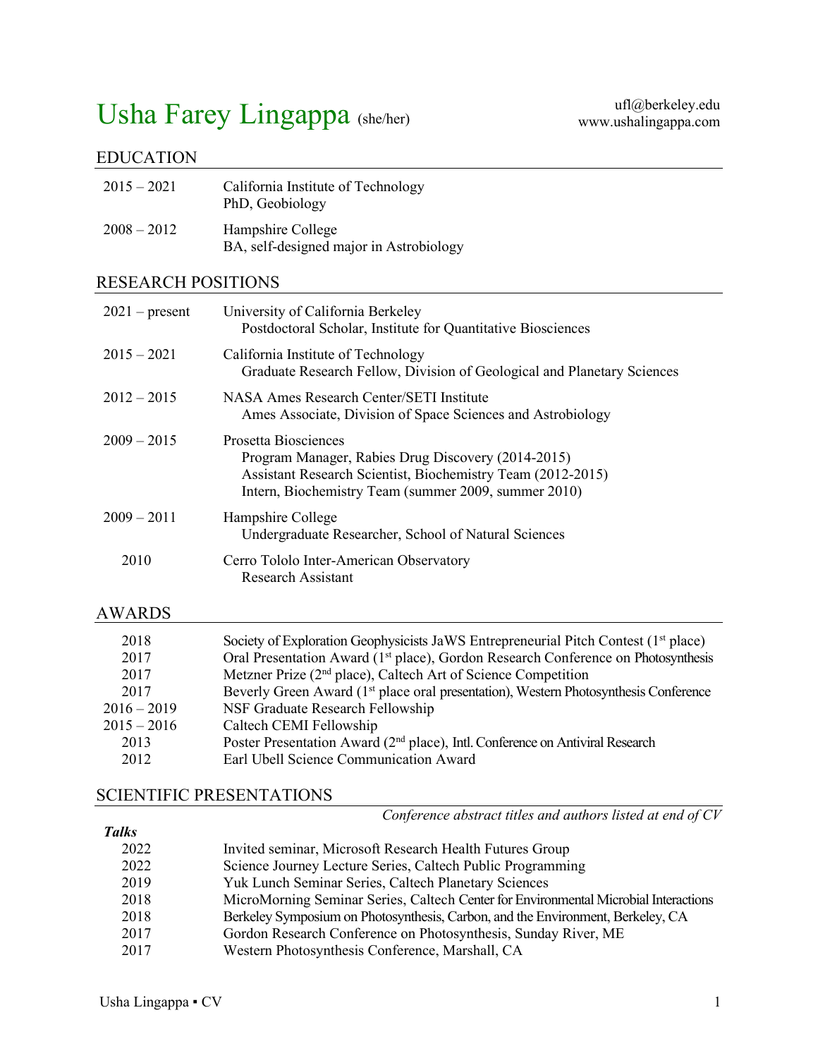# Usha Farey Lingappa (she/her)

ufl@berkeley.edu
www.ushalingappa.com

## EDUCATION

| | |
|---|---|
| 2015 – 2021 | California Institute of Technology<br>PhD, Geobiology |
| 2008 – 2012 | Hampshire College<br>BA, self-designed major in Astrobiology |

## RESEARCH POSITIONS

| | |
|---|---|
| 2021 – present | University of California Berkeley<br>Postdoctoral Scholar, Institute for Quantitative Biosciences |
| 2015 – 2021 | California Institute of Technology<br>Graduate Research Fellow, Division of Geological and Planetary Sciences |
| 2012 – 2015 | NASA Ames Research Center/SETI Institute<br>Ames Associate, Division of Space Sciences and Astrobiology |
| 2009 – 2015 | Prosetta Biosciences<br>Program Manager, Rabies Drug Discovery (2014-2015)<br>Assistant Research Scientist, Biochemistry Team (2012-2015)<br>Intern, Biochemistry Team (summer 2009, summer 2010) |
| 2009 – 2011 | Hampshire College<br>Undergraduate Researcher, School of Natural Sciences |
| 2010 | Cerro Tololo Inter-American Observatory<br>Research Assistant |

## AWARDS

| | |
|---|---|
| 2018 | Society of Exploration Geophysicists JaWS Entrepreneurial Pitch Contest (1st place) |
| 2017 | Oral Presentation Award (1st place), Gordon Research Conference on Photosynthesis |
| 2017 | Metzner Prize (2nd place), Caltech Art of Science Competition |
| 2017 | Beverly Green Award (1st place oral presentation), Western Photosynthesis Conference |
| 2016 – 2019 | NSF Graduate Research Fellowship |
| 2015 – 2016 | Caltech CEMI Fellowship |
| 2013 | Poster Presentation Award (2nd place), Intl. Conference on Antiviral Research |
| 2012 | Earl Ubell Science Communication Award |

## SCIENTIFIC PRESENTATIONS

*Conference abstract titles and authors listed at end of CV*

***Talks***

| | |
|---|---|
| 2022 | Invited seminar, Microsoft Research Health Futures Group |
| 2022 | Science Journey Lecture Series, Caltech Public Programming |
| 2019 | Yuk Lunch Seminar Series, Caltech Planetary Sciences |
| 2018 | MicroMorning Seminar Series, Caltech Center for Environmental Microbial Interactions |
| 2018 | Berkeley Symposium on Photosynthesis, Carbon, and the Environment, Berkeley, CA |
| 2017 | Gordon Research Conference on Photosynthesis, Sunday River, ME |
| 2017 | Western Photosynthesis Conference, Marshall, CA |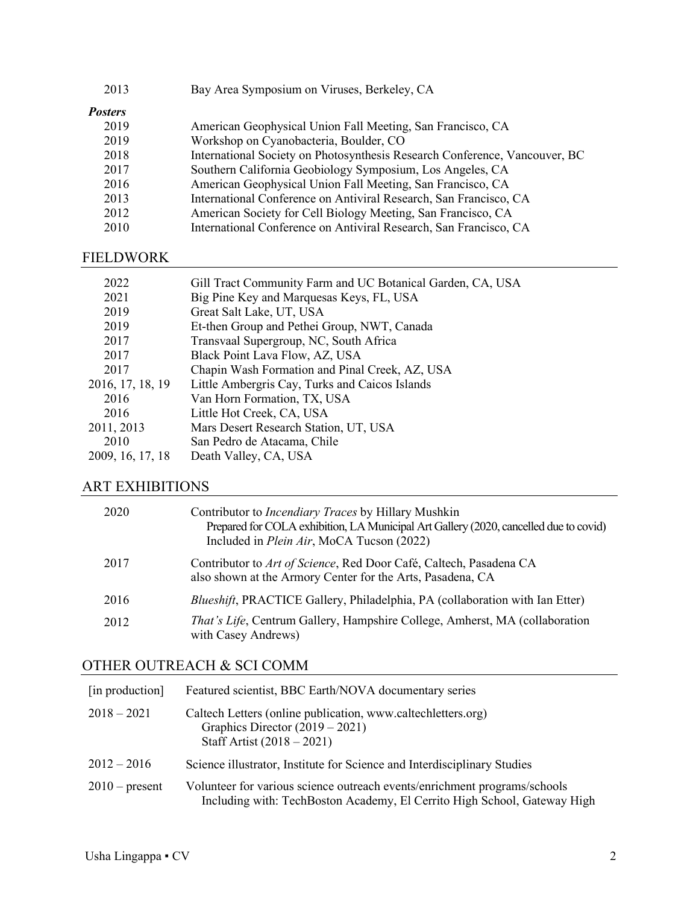| | |
|---|---|
| 2013 | Bay Area Symposium on Viruses, Berkeley, CA |

***Posters***

| | |
|---|---|
| 2019 | American Geophysical Union Fall Meeting, San Francisco, CA |
| 2019 | Workshop on Cyanobacteria, Boulder, CO |
| 2018 | International Society on Photosynthesis Research Conference, Vancouver, BC |
| 2017 | Southern California Geobiology Symposium, Los Angeles, CA |
| 2016 | American Geophysical Union Fall Meeting, San Francisco, CA |
| 2013 | International Conference on Antiviral Research, San Francisco, CA |
| 2012 | American Society for Cell Biology Meeting, San Francisco, CA |
| 2010 | International Conference on Antiviral Research, San Francisco, CA |

## FIELDWORK

| | |
|---|---|
| 2022 | Gill Tract Community Farm and UC Botanical Garden, CA, USA |
| 2021 | Big Pine Key and Marquesas Keys, FL, USA |
| 2019 | Great Salt Lake, UT, USA |
| 2019 | Et-then Group and Pethei Group, NWT, Canada |
| 2017 | Transvaal Supergroup, NC, South Africa |
| 2017 | Black Point Lava Flow, AZ, USA |
| 2017 | Chapin Wash Formation and Pinal Creek, AZ, USA |
| 2016, 17, 18, 19 | Little Ambergris Cay, Turks and Caicos Islands |
| 2016 | Van Horn Formation, TX, USA |
| 2016 | Little Hot Creek, CA, USA |
| 2011, 2013 | Mars Desert Research Station, UT, USA |
| 2010 | San Pedro de Atacama, Chile |
| 2009, 16, 17, 18 | Death Valley, CA, USA |

## ART EXHIBITIONS

| | |
|---|---|
| 2020 | Contributor to *Incendiary Traces* by Hillary Mushkin<br>Prepared for COLA exhibition, LA Municipal Art Gallery (2020, cancelled due to covid)<br>Included in *Plein Air*, MoCA Tucson (2022) |
| 2017 | Contributor to *Art of Science*, Red Door Café, Caltech, Pasadena CA<br>also shown at the Armory Center for the Arts, Pasadena, CA |
| 2016 | *Blueshift*, PRACTICE Gallery, Philadelphia, PA (collaboration with Ian Etter) |
| 2012 | *That's Life*, Centrum Gallery, Hampshire College, Amherst, MA (collaboration with Casey Andrews) |

## OTHER OUTREACH & SCI COMM

| | |
|---|---|
| [in production] | Featured scientist, BBC Earth/NOVA documentary series |
| 2018 – 2021 | Caltech Letters (online publication, www.caltechletters.org)<br>Graphics Director (2019 – 2021)<br>Staff Artist (2018 – 2021) |
| 2012 – 2016 | Science illustrator, Institute for Science and Interdisciplinary Studies |
| 2010 – present | Volunteer for various science outreach events/enrichment programs/schools<br>Including with: TechBoston Academy, El Cerrito High School, Gateway High |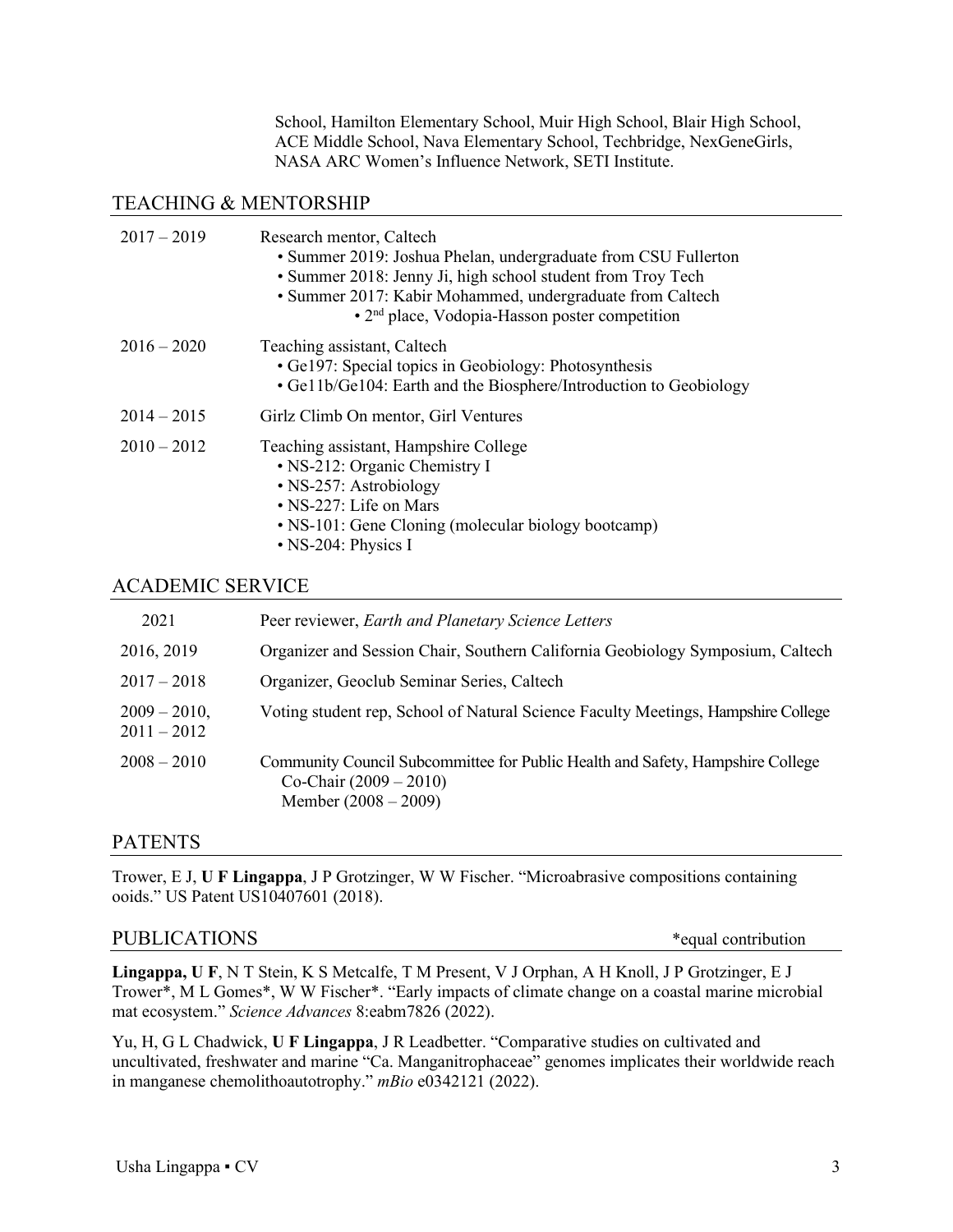School, Hamilton Elementary School, Muir High School, Blair High School, ACE Middle School, Nava Elementary School, Techbridge, NexGeneGirls, NASA ARC Women's Influence Network, SETI Institute.

## TEACHING & MENTORSHIP

| | |
|---|---|
| 2017 – 2019 | Research mentor, Caltech<br>• Summer 2019: Joshua Phelan, undergraduate from CSU Fullerton<br>• Summer 2018: Jenny Ji, high school student from Troy Tech<br>• Summer 2017: Kabir Mohammed, undergraduate from Caltech<br>&nbsp;&nbsp;&nbsp;&nbsp;• 2nd place, Vodopia-Hasson poster competition |
| 2016 – 2020 | Teaching assistant, Caltech<br>• Ge197: Special topics in Geobiology: Photosynthesis<br>• Ge11b/Ge104: Earth and the Biosphere/Introduction to Geobiology |
| 2014 – 2015 | Girlz Climb On mentor, Girl Ventures |
| 2010 – 2012 | Teaching assistant, Hampshire College<br>• NS-212: Organic Chemistry I<br>• NS-257: Astrobiology<br>• NS-227: Life on Mars<br>• NS-101: Gene Cloning (molecular biology bootcamp)<br>• NS-204: Physics I |

## ACADEMIC SERVICE

| | |
|---|---|
| 2021 | Peer reviewer, *Earth and Planetary Science Letters* |
| 2016, 2019 | Organizer and Session Chair, Southern California Geobiology Symposium, Caltech |
| 2017 – 2018 | Organizer, Geoclub Seminar Series, Caltech |
| 2009 – 2010, 2011 – 2012 | Voting student rep, School of Natural Science Faculty Meetings, Hampshire College |
| 2008 – 2010 | Community Council Subcommittee for Public Health and Safety, Hampshire College<br>Co-Chair (2009 – 2010)<br>Member (2008 – 2009) |

## PATENTS

Trower, E J, **U F Lingappa**, J P Grotzinger, W W Fischer. "Microabrasive compositions containing ooids." US Patent US10407601 (2018).

## PUBLICATIONS

*equal contribution

**Lingappa, U F**, N T Stein, K S Metcalfe, T M Present, V J Orphan, A H Knoll, J P Grotzinger, E J Trower*, M L Gomes*, W W Fischer*. "Early impacts of climate change on a coastal marine microbial mat ecosystem." *Science Advances* 8:eabm7826 (2022).

Yu, H, G L Chadwick, **U F Lingappa**, J R Leadbetter. "Comparative studies on cultivated and uncultivated, freshwater and marine "Ca. Manganitrophaceae" genomes implicates their worldwide reach in manganese chemolithoautotrophy." *mBio* e0342121 (2022).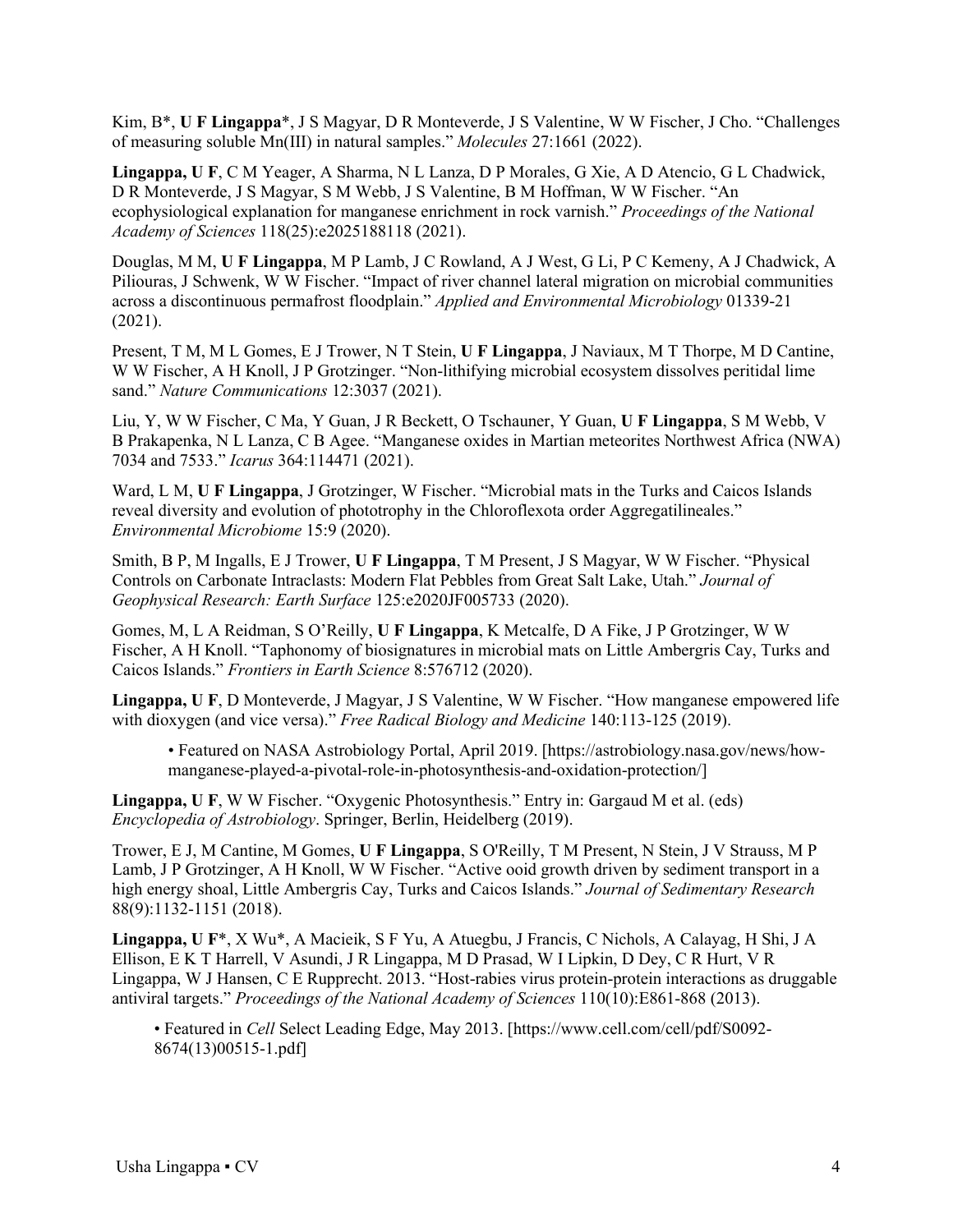Kim, B*, **U F Lingappa***, J S Magyar, D R Monteverde, J S Valentine, W W Fischer, J Cho. "Challenges of measuring soluble Mn(III) in natural samples." *Molecules* 27:1661 (2022).

**Lingappa, U F**, C M Yeager, A Sharma, N L Lanza, D P Morales, G Xie, A D Atencio, G L Chadwick, D R Monteverde, J S Magyar, S M Webb, J S Valentine, B M Hoffman, W W Fischer. "An ecophysiological explanation for manganese enrichment in rock varnish." *Proceedings of the National Academy of Sciences* 118(25):e2025188118 (2021).

Douglas, M M, **U F Lingappa**, M P Lamb, J C Rowland, A J West, G Li, P C Kemeny, A J Chadwick, A Piliouras, J Schwenk, W W Fischer. "Impact of river channel lateral migration on microbial communities across a discontinuous permafrost floodplain." *Applied and Environmental Microbiology* 01339-21 (2021).

Present, T M, M L Gomes, E J Trower, N T Stein, **U F Lingappa**, J Naviaux, M T Thorpe, M D Cantine, W W Fischer, A H Knoll, J P Grotzinger. "Non-lithifying microbial ecosystem dissolves peritidal lime sand." *Nature Communications* 12:3037 (2021).

Liu, Y, W W Fischer, C Ma, Y Guan, J R Beckett, O Tschauner, Y Guan, **U F Lingappa**, S M Webb, V B Prakapenka, N L Lanza, C B Agee. "Manganese oxides in Martian meteorites Northwest Africa (NWA) 7034 and 7533." *Icarus* 364:114471 (2021).

Ward, L M, **U F Lingappa**, J Grotzinger, W Fischer. "Microbial mats in the Turks and Caicos Islands reveal diversity and evolution of phototrophy in the Chloroflexota order Aggregatilineales." *Environmental Microbiome* 15:9 (2020).

Smith, B P, M Ingalls, E J Trower, **U F Lingappa**, T M Present, J S Magyar, W W Fischer. "Physical Controls on Carbonate Intraclasts: Modern Flat Pebbles from Great Salt Lake, Utah." *Journal of Geophysical Research: Earth Surface* 125:e2020JF005733 (2020).

Gomes, M, L A Reidman, S O'Reilly, **U F Lingappa**, K Metcalfe, D A Fike, J P Grotzinger, W W Fischer, A H Knoll. "Taphonomy of biosignatures in microbial mats on Little Ambergris Cay, Turks and Caicos Islands." *Frontiers in Earth Science* 8:576712 (2020).

**Lingappa, U F**, D Monteverde, J Magyar, J S Valentine, W W Fischer. "How manganese empowered life with dioxygen (and vice versa)." *Free Radical Biology and Medicine* 140:113-125 (2019).

- Featured on NASA Astrobiology Portal, April 2019. [https://astrobiology.nasa.gov/news/how-manganese-played-a-pivotal-role-in-photosynthesis-and-oxidation-protection/]

**Lingappa, U F**, W W Fischer. "Oxygenic Photosynthesis." Entry in: Gargaud M et al. (eds) *Encyclopedia of Astrobiology*. Springer, Berlin, Heidelberg (2019).

Trower, E J, M Cantine, M Gomes, **U F Lingappa**, S O'Reilly, T M Present, N Stein, J V Strauss, M P Lamb, J P Grotzinger, A H Knoll, W W Fischer. "Active ooid growth driven by sediment transport in a high energy shoal, Little Ambergris Cay, Turks and Caicos Islands." *Journal of Sedimentary Research* 88(9):1132-1151 (2018).

**Lingappa, U F***, X Wu*, A Macieik, S F Yu, A Atuegbu, J Francis, C Nichols, A Calayag, H Shi, J A Ellison, E K T Harrell, V Asundi, J R Lingappa, M D Prasad, W I Lipkin, D Dey, C R Hurt, V R Lingappa, W J Hansen, C E Rupprecht. 2013. "Host-rabies virus protein-protein interactions as druggable antiviral targets." *Proceedings of the National Academy of Sciences* 110(10):E861-868 (2013).

- Featured in *Cell* Select Leading Edge, May 2013. [https://www.cell.com/cell/pdf/S0092-8674(13)00515-1.pdf]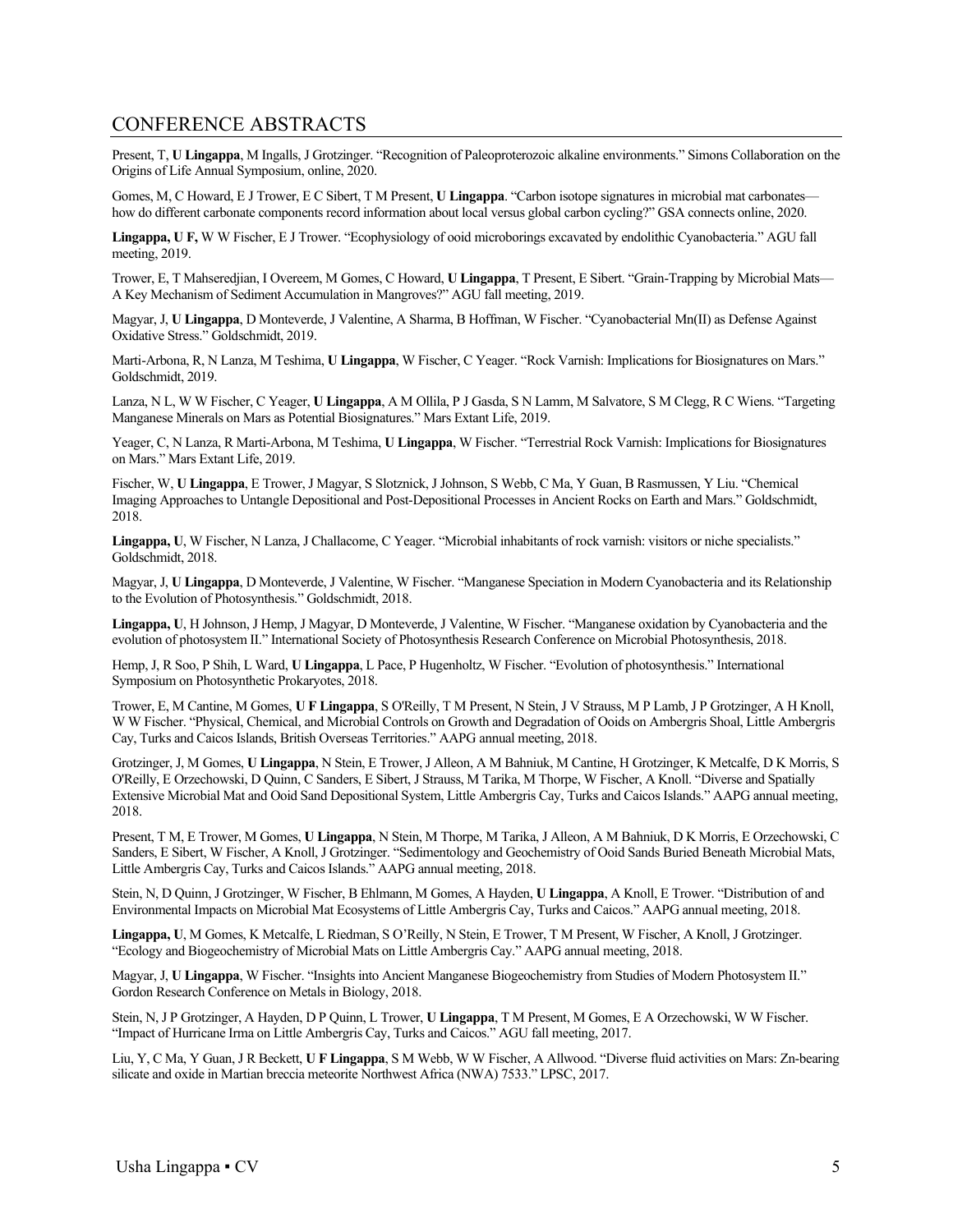## CONFERENCE ABSTRACTS

Present, T, **U Lingappa**, M Ingalls, J Grotzinger. "Recognition of Paleoproterozoic alkaline environments." Simons Collaboration on the Origins of Life Annual Symposium, online, 2020.

Gomes, M, C Howard, E J Trower, E C Sibert, T M Present, **U Lingappa**. "Carbon isotope signatures in microbial mat carbonates—how do different carbonate components record information about local versus global carbon cycling?" GSA connects online, 2020.

**Lingappa, U F,** W W Fischer, E J Trower. "Ecophysiology of ooid microborings excavated by endolithic Cyanobacteria." AGU fall meeting, 2019.

Trower, E, T Mahseredjian, I Overeem, M Gomes, C Howard, **U Lingappa**, T Present, E Sibert. "Grain-Trapping by Microbial Mats—A Key Mechanism of Sediment Accumulation in Mangroves?" AGU fall meeting, 2019.

Magyar, J, **U Lingappa**, D Monteverde, J Valentine, A Sharma, B Hoffman, W Fischer. "Cyanobacterial Mn(II) as Defense Against Oxidative Stress." Goldschmidt, 2019.

Marti-Arbona, R, N Lanza, M Teshima, **U Lingappa**, W Fischer, C Yeager. "Rock Varnish: Implications for Biosignatures on Mars." Goldschmidt, 2019.

Lanza, N L, W W Fischer, C Yeager, **U Lingappa**, A M Ollila, P J Gasda, S N Lamm, M Salvatore, S M Clegg, R C Wiens. "Targeting Manganese Minerals on Mars as Potential Biosignatures." Mars Extant Life, 2019.

Yeager, C, N Lanza, R Marti-Arbona, M Teshima, **U Lingappa**, W Fischer. "Terrestrial Rock Varnish: Implications for Biosignatures on Mars." Mars Extant Life, 2019.

Fischer, W, **U Lingappa**, E Trower, J Magyar, S Slotznick, J Johnson, S Webb, C Ma, Y Guan, B Rasmussen, Y Liu. "Chemical Imaging Approaches to Untangle Depositional and Post-Depositional Processes in Ancient Rocks on Earth and Mars." Goldschmidt, 2018.

**Lingappa, U**, W Fischer, N Lanza, J Challacome, C Yeager. "Microbial inhabitants of rock varnish: visitors or niche specialists." Goldschmidt, 2018.

Magyar, J, **U Lingappa**, D Monteverde, J Valentine, W Fischer. "Manganese Speciation in Modern Cyanobacteria and its Relationship to the Evolution of Photosynthesis." Goldschmidt, 2018.

**Lingappa, U**, H Johnson, J Hemp, J Magyar, D Monteverde, J Valentine, W Fischer. "Manganese oxidation by Cyanobacteria and the evolution of photosystem II." International Society of Photosynthesis Research Conference on Microbial Photosynthesis, 2018.

Hemp, J, R Soo, P Shih, L Ward, **U Lingappa**, L Pace, P Hugenholtz, W Fischer. "Evolution of photosynthesis." International Symposium on Photosynthetic Prokaryotes, 2018.

Trower, E, M Cantine, M Gomes, **U F Lingappa**, S O'Reilly, T M Present, N Stein, J V Strauss, M P Lamb, J P Grotzinger, A H Knoll, W W Fischer. "Physical, Chemical, and Microbial Controls on Growth and Degradation of Ooids on Ambergris Shoal, Little Ambergris Cay, Turks and Caicos Islands, British Overseas Territories." AAPG annual meeting, 2018.

Grotzinger, J, M Gomes, **U Lingappa**, N Stein, E Trower, J Alleon, A M Bahniuk, M Cantine, H Grotzinger, K Metcalfe, D K Morris, S O'Reilly, E Orzechowski, D Quinn, C Sanders, E Sibert, J Strauss, M Tarika, M Thorpe, W Fischer, A Knoll. "Diverse and Spatially Extensive Microbial Mat and Ooid Sand Depositional System, Little Ambergris Cay, Turks and Caicos Islands." AAPG annual meeting, 2018.

Present, T M, E Trower, M Gomes, **U Lingappa**, N Stein, M Thorpe, M Tarika, J Alleon, A M Bahniuk, D K Morris, E Orzechowski, C Sanders, E Sibert, W Fischer, A Knoll, J Grotzinger. "Sedimentology and Geochemistry of Ooid Sands Buried Beneath Microbial Mats, Little Ambergris Cay, Turks and Caicos Islands." AAPG annual meeting, 2018.

Stein, N, D Quinn, J Grotzinger, W Fischer, B Ehlmann, M Gomes, A Hayden, **U Lingappa**, A Knoll, E Trower. "Distribution of and Environmental Impacts on Microbial Mat Ecosystems of Little Ambergris Cay, Turks and Caicos." AAPG annual meeting, 2018.

**Lingappa, U**, M Gomes, K Metcalfe, L Riedman, S O'Reilly, N Stein, E Trower, T M Present, W Fischer, A Knoll, J Grotzinger. "Ecology and Biogeochemistry of Microbial Mats on Little Ambergris Cay." AAPG annual meeting, 2018.

Magyar, J, **U Lingappa**, W Fischer. "Insights into Ancient Manganese Biogeochemistry from Studies of Modern Photosystem II." Gordon Research Conference on Metals in Biology, 2018.

Stein, N, J P Grotzinger, A Hayden, D P Quinn, L Trower, **U Lingappa**, T M Present, M Gomes, E A Orzechowski, W W Fischer. "Impact of Hurricane Irma on Little Ambergris Cay, Turks and Caicos." AGU fall meeting, 2017.

Liu, Y, C Ma, Y Guan, J R Beckett, **U F Lingappa**, S M Webb, W W Fischer, A Allwood. "Diverse fluid activities on Mars: Zn-bearing silicate and oxide in Martian breccia meteorite Northwest Africa (NWA) 7533." LPSC, 2017.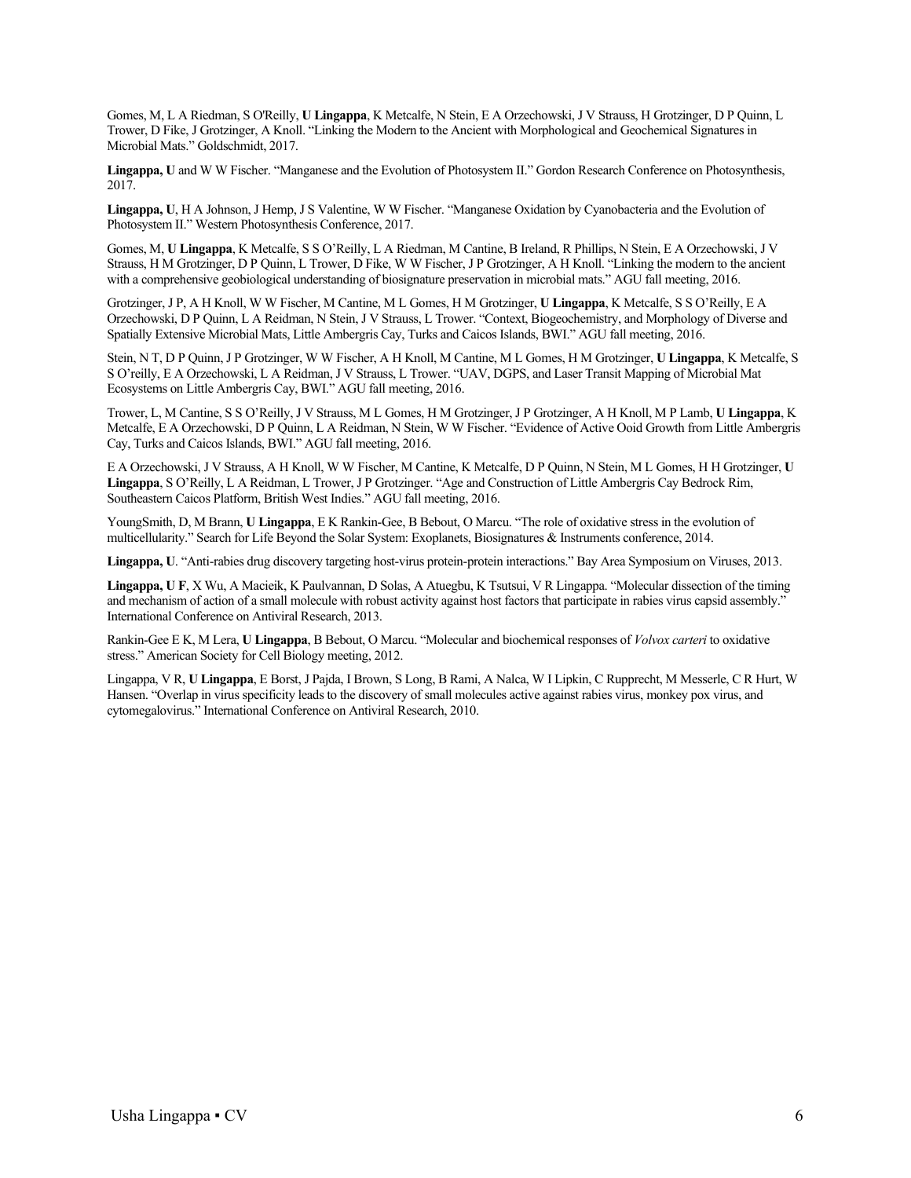Gomes, M, L A Riedman, S O'Reilly, **U Lingappa**, K Metcalfe, N Stein, E A Orzechowski, J V Strauss, H Grotzinger, D P Quinn, L Trower, D Fike, J Grotzinger, A Knoll. "Linking the Modern to the Ancient with Morphological and Geochemical Signatures in Microbial Mats." Goldschmidt, 2017.

**Lingappa, U** and W W Fischer. "Manganese and the Evolution of Photosystem II." Gordon Research Conference on Photosynthesis, 2017.

**Lingappa, U**, H A Johnson, J Hemp, J S Valentine, W W Fischer. "Manganese Oxidation by Cyanobacteria and the Evolution of Photosystem II." Western Photosynthesis Conference, 2017.

Gomes, M, **U Lingappa**, K Metcalfe, S S O'Reilly, L A Riedman, M Cantine, B Ireland, R Phillips, N Stein, E A Orzechowski, J V Strauss, H M Grotzinger, D P Quinn, L Trower, D Fike, W W Fischer, J P Grotzinger, A H Knoll. "Linking the modern to the ancient with a comprehensive geobiological understanding of biosignature preservation in microbial mats." AGU fall meeting, 2016.

Grotzinger, J P, A H Knoll, W W Fischer, M Cantine, M L Gomes, H M Grotzinger, **U Lingappa**, K Metcalfe, S S O'Reilly, E A Orzechowski, D P Quinn, L A Reidman, N Stein, J V Strauss, L Trower. "Context, Biogeochemistry, and Morphology of Diverse and Spatially Extensive Microbial Mats, Little Ambergris Cay, Turks and Caicos Islands, BWI." AGU fall meeting, 2016.

Stein, N T, D P Quinn, J P Grotzinger, W W Fischer, A H Knoll, M Cantine, M L Gomes, H M Grotzinger, **U Lingappa**, K Metcalfe, S S O'reilly, E A Orzechowski, L A Reidman, J V Strauss, L Trower. "UAV, DGPS, and Laser Transit Mapping of Microbial Mat Ecosystems on Little Ambergris Cay, BWI." AGU fall meeting, 2016.

Trower, L, M Cantine, S S O'Reilly, J V Strauss, M L Gomes, H M Grotzinger, J P Grotzinger, A H Knoll, M P Lamb, **U Lingappa**, K Metcalfe, E A Orzechowski, D P Quinn, L A Reidman, N Stein, W W Fischer. "Evidence of Active Ooid Growth from Little Ambergris Cay, Turks and Caicos Islands, BWI." AGU fall meeting, 2016.

E A Orzechowski, J V Strauss, A H Knoll, W W Fischer, M Cantine, K Metcalfe, D P Quinn, N Stein, M L Gomes, H H Grotzinger, **U Lingappa**, S O'Reilly, L A Reidman, L Trower, J P Grotzinger. "Age and Construction of Little Ambergris Cay Bedrock Rim, Southeastern Caicos Platform, British West Indies." AGU fall meeting, 2016.

YoungSmith, D, M Brann, **U Lingappa**, E K Rankin-Gee, B Bebout, O Marcu. "The role of oxidative stress in the evolution of multicellularity." Search for Life Beyond the Solar System: Exoplanets, Biosignatures & Instruments conference, 2014.

**Lingappa, U**. "Anti-rabies drug discovery targeting host-virus protein-protein interactions." Bay Area Symposium on Viruses, 2013.

**Lingappa, U F**, X Wu, A Macieik, K Paulvannan, D Solas, A Atuegbu, K Tsutsui, V R Lingappa. "Molecular dissection of the timing and mechanism of action of a small molecule with robust activity against host factors that participate in rabies virus capsid assembly." International Conference on Antiviral Research, 2013.

Rankin-Gee E K, M Lera, **U Lingappa**, B Bebout, O Marcu. "Molecular and biochemical responses of *Volvox carteri* to oxidative stress." American Society for Cell Biology meeting, 2012.

Lingappa, V R, **U Lingappa**, E Borst, J Pajda, I Brown, S Long, B Rami, A Nalca, W I Lipkin, C Rupprecht, M Messerle, C R Hurt, W Hansen. "Overlap in virus specificity leads to the discovery of small molecules active against rabies virus, monkey pox virus, and cytomegalovirus." International Conference on Antiviral Research, 2010.